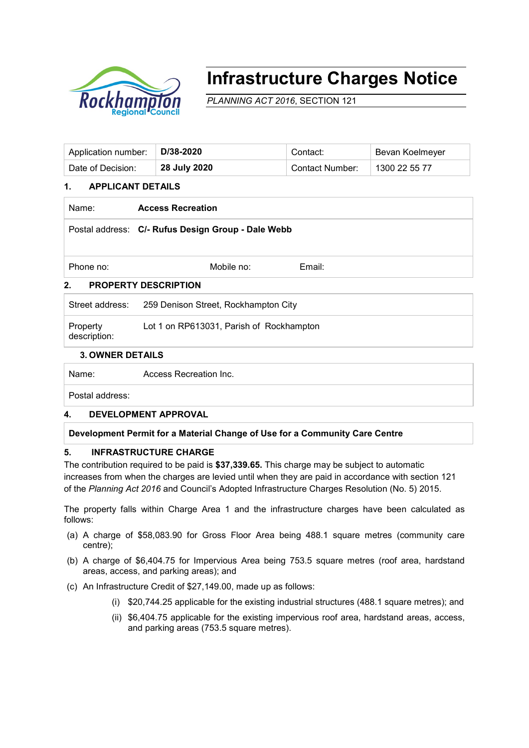# Infrastructure Charges Notice

*PLANNING ACT 2016*, SECTION 121

| Application number: | **D/38-2020** | Contact: | Bevan Koelmeyer |
|---|---|---|---|
| Date of Decision: | **28 July 2020** | Contact Number: | 1300 22 55 77 |

## 1. APPLICANT DETAILS

| | | | |
|---|---|---|---|
| Name: | **Access Recreation** | | |
| Postal address: | **C/- Rufus Design Group - Dale Webb** | | |
| Phone no: | Mobile no: | Email: | |

## 2. PROPERTY DESCRIPTION

| | |
|---|---|
| Street address: | 259 Denison Street, Rockhampton City |
| Property description: | Lot 1 on RP613031, Parish of Rockhampton |

## 3. OWNER DETAILS

| | |
|---|---|
| Name: | Access Recreation Inc. |
| Postal address: | |

## 4. DEVELOPMENT APPROVAL

**Development Permit for a Material Change of Use for a Community Care Centre**

## 5. INFRASTRUCTURE CHARGE

The contribution required to be paid is **$37,339.65.** This charge may be subject to automatic increases from when the charges are levied until when they are paid in accordance with section 121 of the *Planning Act 2016* and Council's Adopted Infrastructure Charges Resolution (No. 5) 2015.

The property falls within Charge Area 1 and the infrastructure charges have been calculated as follows:

(a) A charge of $58,083.90 for Gross Floor Area being 488.1 square metres (community care centre);

(b) A charge of $6,404.75 for Impervious Area being 753.5 square metres (roof area, hardstand areas, access, and parking areas); and

(c) An Infrastructure Credit of $27,149.00, made up as follows:

- (i) $20,744.25 applicable for the existing industrial structures (488.1 square metres); and
- (ii) $6,404.75 applicable for the existing impervious roof area, hardstand areas, access, and parking areas (753.5 square metres).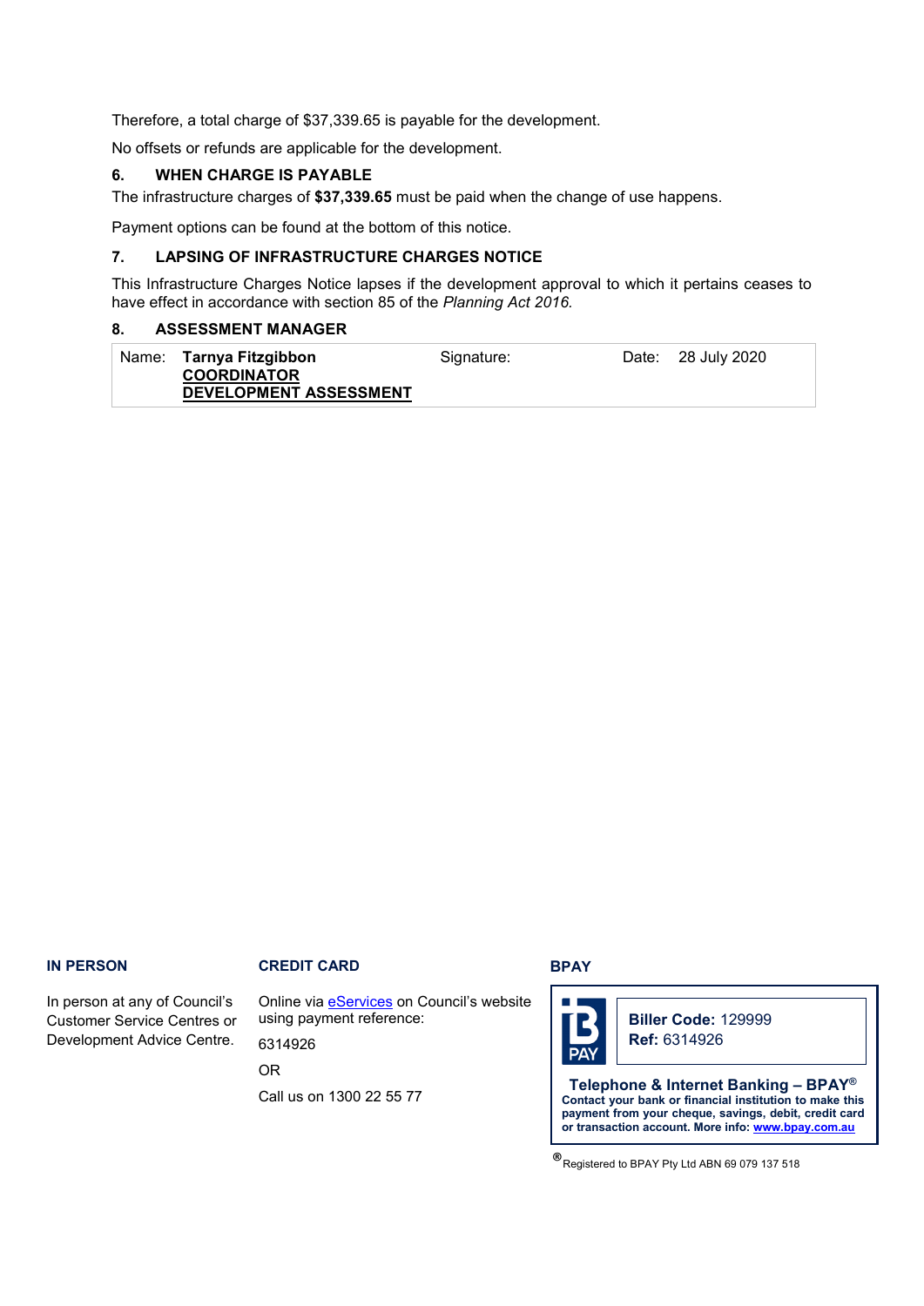Therefore, a total charge of $37,339.65 is payable for the development.

No offsets or refunds are applicable for the development.

## 6. WHEN CHARGE IS PAYABLE

The infrastructure charges of **$37,339.65** must be paid when the change of use happens.

Payment options can be found at the bottom of this notice.

## 7. LAPSING OF INFRASTRUCTURE CHARGES NOTICE

This Infrastructure Charges Notice lapses if the development approval to which it pertains ceases to have effect in accordance with section 85 of the *Planning Act 2016.*

## 8. ASSESSMENT MANAGER

| | | | |
|---|---|---|---|
| Name: **Tarnya Fitzgibbon** **COORDINATOR DEVELOPMENT ASSESSMENT** | Signature: | Date: | 28 July 2020 |

**IN PERSON**

In person at any of Council's Customer Service Centres or Development Advice Centre.

**CREDIT CARD**

Online via eServices on Council's website using payment reference:

6314926

OR

Call us on 1300 22 55 77

**BPAY**

**Biller Code:** 129999
**Ref:** 6314926

**Telephone & Internet Banking – BPAY®**
**Contact your bank or financial institution to make this payment from your cheque, savings, debit, credit card or transaction account. More info: www.bpay.com.au**

® Registered to BPAY Pty Ltd ABN 69 079 137 518